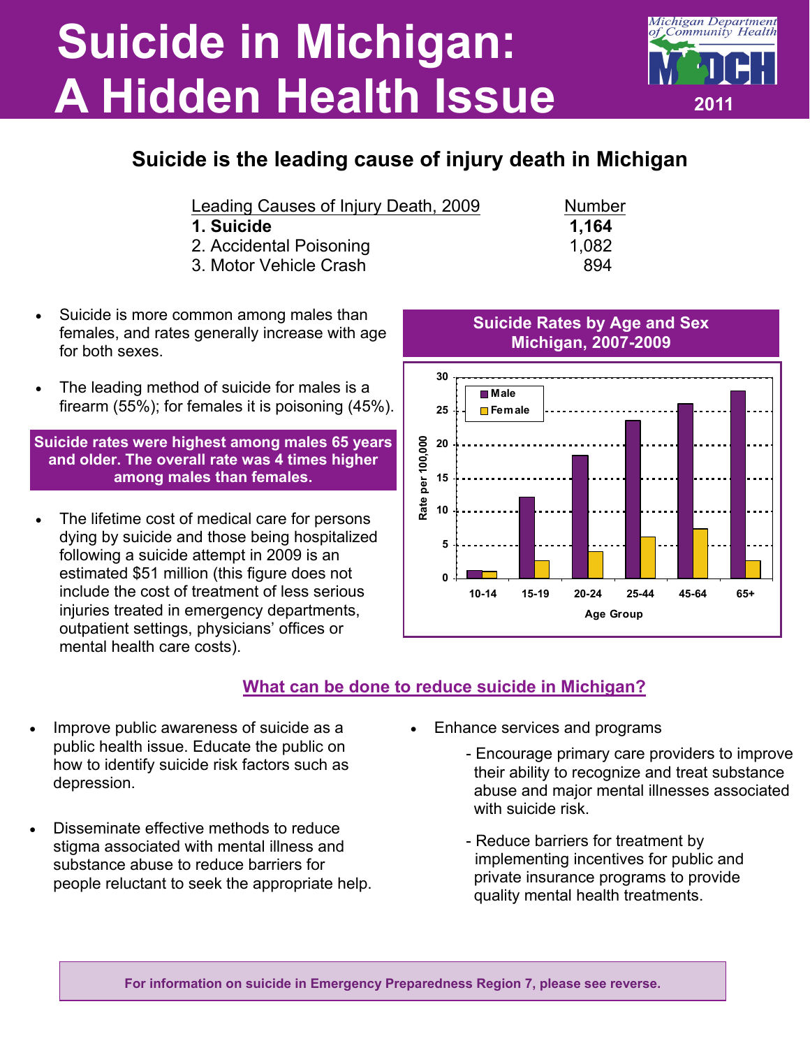# Suicide in Michigan: A Hidden Health Issue

Michigan Department of Community Health

MDCH

2011

## Suicide is the leading cause of injury death in Michigan

| Leading Causes of Injury Death, 2009 | Number |
|---|---|
| **1. Suicide** | **1,164** |
| 2. Accidental Poisoning | 1,082 |
| 3. Motor Vehicle Crash | 894 |

- Suicide is more common among males than females, and rates generally increase with age for both sexes.
- The leading method of suicide for males is a firearm (55%); for females it is poisoning (45%).

**Suicide rates were highest among males 65 years and older. The overall rate was 4 times higher among males than females.**

- The lifetime cost of medical care for persons dying by suicide and those being hospitalized following a suicide attempt in 2009 is an estimated $51 million (this figure does not include the cost of treatment of less serious injuries treated in emergency departments, outpatient settings, physicians' offices or mental health care costs).

**Suicide Rates by Age and Sex Michigan, 2007-2009**

| Age Group | Male (Rate per 100,000) | Female (Rate per 100,000) |
|---|---|---|
| 10-14 | ~1.2 | ~1.0 |
| 15-19 | ~12 | ~2.7 |
| 20-24 | ~18.3 | ~4 |
| 25-44 | ~23.6 | ~6.2 |
| 45-64 | ~26 | ~7.4 |
| 65+ | ~28 | ~2.7 |

## What can be done to reduce suicide in Michigan?

- Improve public awareness of suicide as a public health issue. Educate the public on how to identify suicide risk factors such as depression.
- Disseminate effective methods to reduce stigma associated with mental illness and substance abuse to reduce barriers for people reluctant to seek the appropriate help.
- Enhance services and programs
  - Encourage primary care providers to improve their ability to recognize and treat substance abuse and major mental illnesses associated with suicide risk.
  - Reduce barriers for treatment by implementing incentives for public and private insurance programs to provide quality mental health treatments.

**For information on suicide in Emergency Preparedness Region 7, please see reverse.**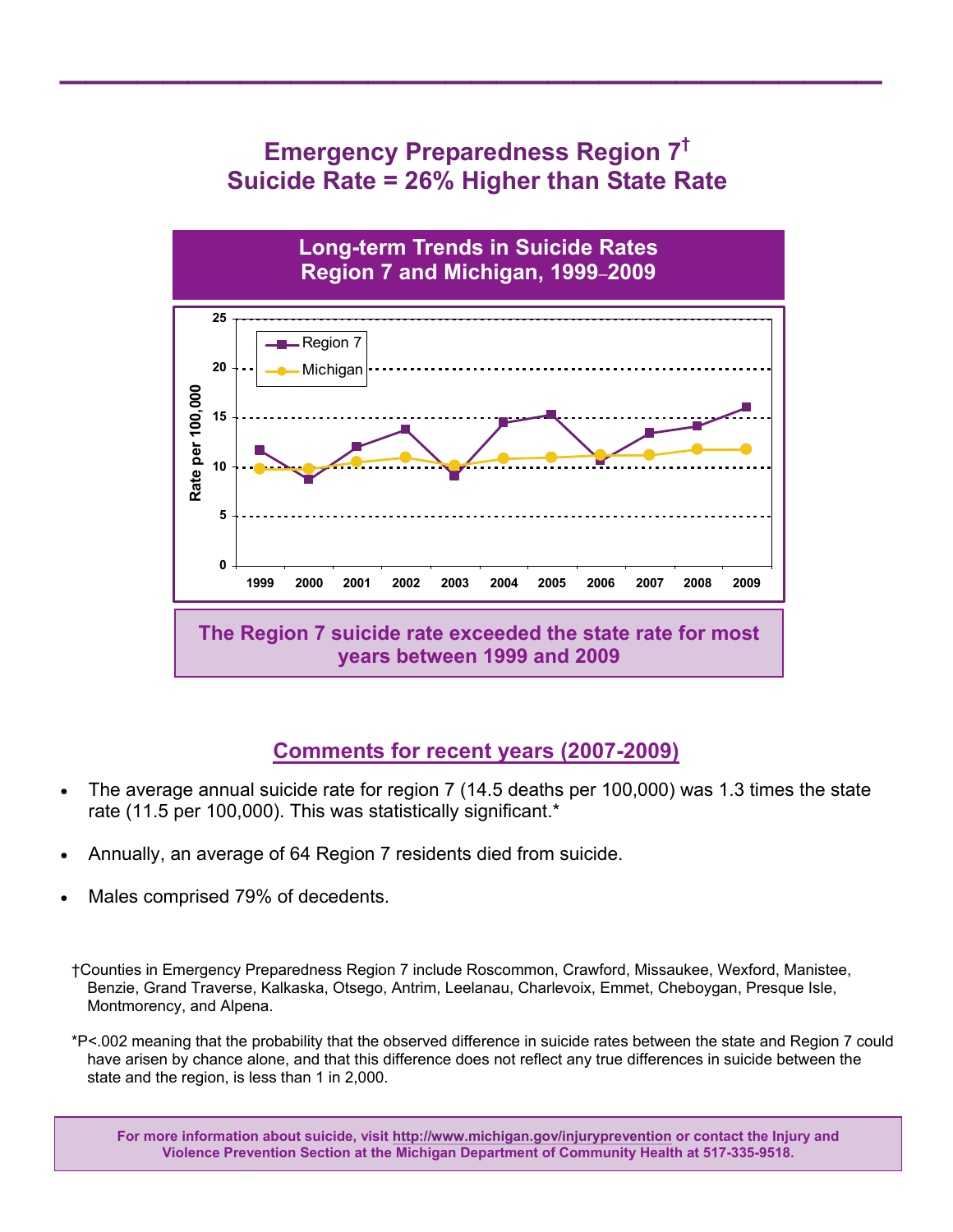# Emergency Preparedness Region 7†
# Suicide Rate = 26% Higher than State Rate

**Long-term Trends in Suicide Rates**
**Region 7 and Michigan, 1999–2009**

Region 7
Michigan

Rate per 100,000

25
20
15
10
5
0

1999 2000 2001 2002 2003 2004 2005 2006 2007 2008 2009

**The Region 7 suicide rate exceeded the state rate for most years between 1999 and 2009**

## Comments for recent years (2007-2009)

- The average annual suicide rate for region 7 (14.5 deaths per 100,000) was 1.3 times the state rate (11.5 per 100,000). This was statistically significant.*
- Annually, an average of 64 Region 7 residents died from suicide.
- Males comprised 79% of decedents.

†Counties in Emergency Preparedness Region 7 include Roscommon, Crawford, Missaukee, Wexford, Manistee, Benzie, Grand Traverse, Kalkaska, Otsego, Antrim, Leelanau, Charlevoix, Emmet, Cheboygan, Presque Isle, Montmorency, and Alpena.

*P<.002 meaning that the probability that the observed difference in suicide rates between the state and Region 7 could have arisen by chance alone, and that this difference does not reflect any true differences in suicide between the state and the region, is less than 1 in 2,000.

**For more information about suicide, visit http://www.michigan.gov/injuryprevention or contact the Injury and Violence Prevention Section at the Michigan Department of Community Health at 517-335-9518.**